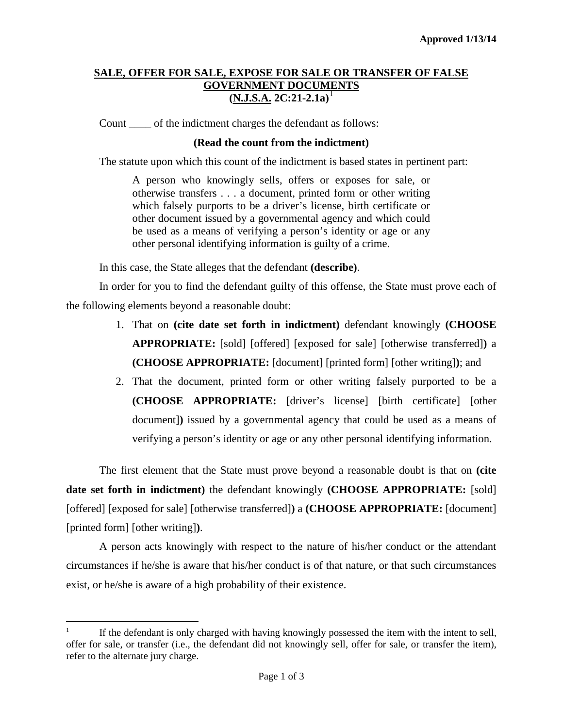**Approved 1/13/14**

## SALE, OFFER FOR SALE, EXPOSE FOR SALE OR TRANSFER OF FALSE GOVERNMENT DOCUMENTS (N.J.S.A. 2C:21-2.1a)[1]

Count ____ of the indictment charges the defendant as follows:

**(Read the count from the indictment)**

The statute upon which this count of the indictment is based states in pertinent part:

> A person who knowingly sells, offers or exposes for sale, or otherwise transfers . . . a document, printed form or other writing which falsely purports to be a driver's license, birth certificate or other document issued by a governmental agency and which could be used as a means of verifying a person's identity or age or any other personal identifying information is guilty of a crime.

In this case, the State alleges that the defendant **(describe)**.

In order for you to find the defendant guilty of this offense, the State must prove each of the following elements beyond a reasonable doubt:

1. That on **(cite date set forth in indictment)** defendant knowingly **(CHOOSE APPROPRIATE:** [sold] [offered] [exposed for sale] [otherwise transferred]**)** a **(CHOOSE APPROPRIATE:** [document] [printed form] [other writing]**)**; and
2. That the document, printed form or other writing falsely purported to be a **(CHOOSE APPROPRIATE:** [driver's license] [birth certificate] [other document]**)** issued by a governmental agency that could be used as a means of verifying a person's identity or age or any other personal identifying information.

The first element that the State must prove beyond a reasonable doubt is that on **(cite date set forth in indictment)** the defendant knowingly **(CHOOSE APPROPRIATE:** [sold] [offered] [exposed for sale] [otherwise transferred]**)** a **(CHOOSE APPROPRIATE:** [document] [printed form] [other writing]**)**.

A person acts knowingly with respect to the nature of his/her conduct or the attendant circumstances if he/she is aware that his/her conduct is of that nature, or that such circumstances exist, or he/she is aware of a high probability of their existence.

---

[1] If the defendant is only charged with having knowingly possessed the item with the intent to sell, offer for sale, or transfer (i.e., the defendant did not knowingly sell, offer for sale, or transfer the item), refer to the alternate jury charge.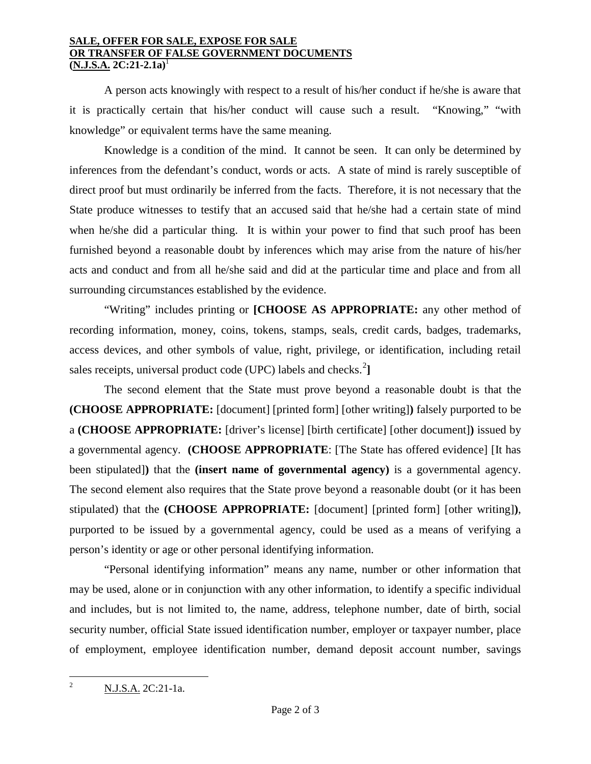**SALE, OFFER FOR SALE, EXPOSE FOR SALE**
**OR TRANSFER OF FALSE GOVERNMENT DOCUMENTS**
**(N.J.S.A. 2C:21-2.1a)**[1]

A person acts knowingly with respect to a result of his/her conduct if he/she is aware that it is practically certain that his/her conduct will cause such a result. "Knowing," "with knowledge" or equivalent terms have the same meaning.

Knowledge is a condition of the mind. It cannot be seen. It can only be determined by inferences from the defendant's conduct, words or acts. A state of mind is rarely susceptible of direct proof but must ordinarily be inferred from the facts. Therefore, it is not necessary that the State produce witnesses to testify that an accused said that he/she had a certain state of mind when he/she did a particular thing. It is within your power to find that such proof has been furnished beyond a reasonable doubt by inferences which may arise from the nature of his/her acts and conduct and from all he/she said and did at the particular time and place and from all surrounding circumstances established by the evidence.

"Writing" includes printing or **[CHOOSE AS APPROPRIATE:** any other method of recording information, money, coins, tokens, stamps, seals, credit cards, badges, trademarks, access devices, and other symbols of value, right, privilege, or identification, including retail sales receipts, universal product code (UPC) labels and checks.[2]**]**

The second element that the State must prove beyond a reasonable doubt is that the **(CHOOSE APPROPRIATE:** [document] [printed form] [other writing]**)** falsely purported to be a **(CHOOSE APPROPRIATE:** [driver's license] [birth certificate] [other document]**)** issued by a governmental agency. **(CHOOSE APPROPRIATE**: [The State has offered evidence] [It has been stipulated]**)** that the **(insert name of governmental agency)** is a governmental agency. The second element also requires that the State prove beyond a reasonable doubt (or it has been stipulated) that the **(CHOOSE APPROPRIATE:** [document] [printed form] [other writing]**)**, purported to be issued by a governmental agency, could be used as a means of verifying a person's identity or age or other personal identifying information.

"Personal identifying information" means any name, number or other information that may be used, alone or in conjunction with any other information, to identify a specific individual and includes, but is not limited to, the name, address, telephone number, date of birth, social security number, official State issued identification number, employer or taxpayer number, place of employment, employee identification number, demand deposit account number, savings

---

[2] N.J.S.A. 2C:21-1a.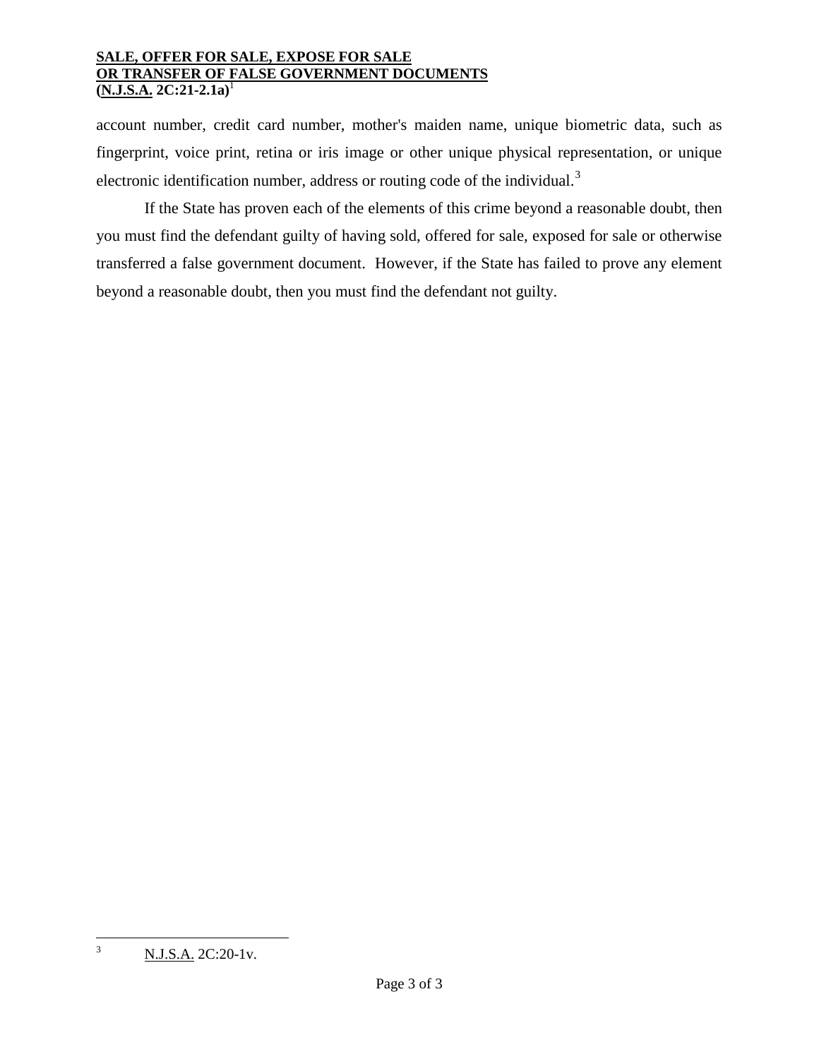account number, credit card number, mother's maiden name, unique biometric data, such as fingerprint, voice print, retina or iris image or other unique physical representation, or unique electronic identification number, address or routing code of the individual.[3]

If the State has proven each of the elements of this crime beyond a reasonable doubt, then you must find the defendant guilty of having sold, offered for sale, exposed for sale or otherwise transferred a false government document. However, if the State has failed to prove any element beyond a reasonable doubt, then you must find the defendant not guilty.

---

[3] N.J.S.A. 2C:20-1v.